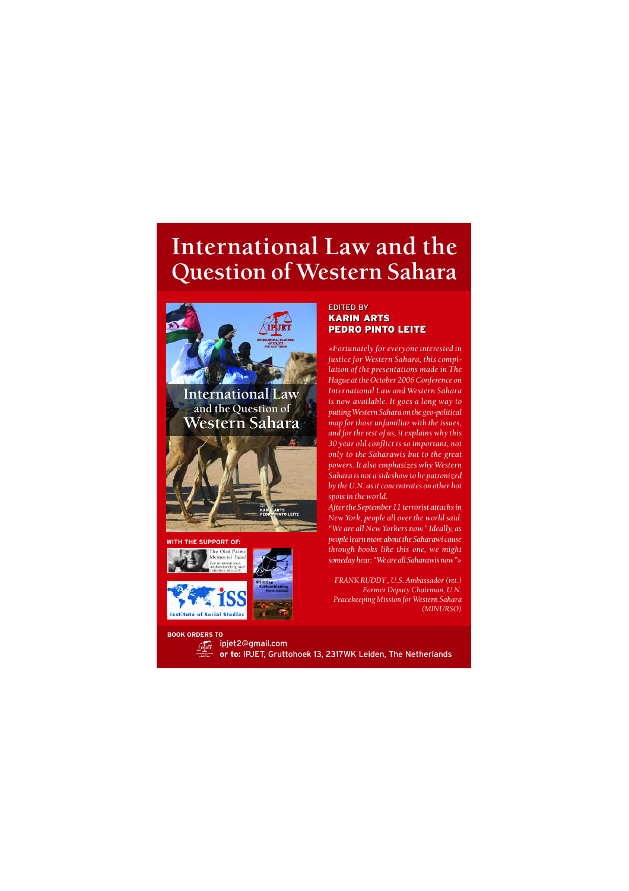# International Law and the Question of Western Sahara

EDITED BY
**KARIN ARTS**
**PEDRO PINTO LEITE**

*«Fortunately for everyone interested in justice for Western Sahara, this compilation of the presentations made in The Hague at the October 2006 Conference on International Law and Western Sahara is now available. It goes a long way to putting Western Sahara on the geo-political map for those unfamiliar with the issues, and for the rest of us, it explains why this 30 year old conflict is so important, not only to the Saharawis but to the great powers. It also emphasizes why Western Sahara is not a sideshow to be patronized by the U.N. as it concentrates on other hot spots in the world.*

*After the September 11 terrorist attacks in New York, people all over the world said: "We are all New Yorkers now." Ideally, as people learn more about the Saharawi cause through books like this one, we might someday hear: "We are all Saharawis now."»*

*FRANK RUDDY, U.S. Ambassador (ret.)*
*Former Deputy Chairman, U.N. Peacekeeping Mission for Western Sahara (MINURSO)*

**WITH THE SUPPORT OF:**

The Olof Palme Memorial Fund for international understanding and common security

Institute of Social Studies

Stichting Zelfbeschikking West-Sahara

**BOOK ORDERS TO**

ipjet2@gmail.com
**or to:** IPJET, Gruttohoek 13, 2317WK Leiden, The Netherlands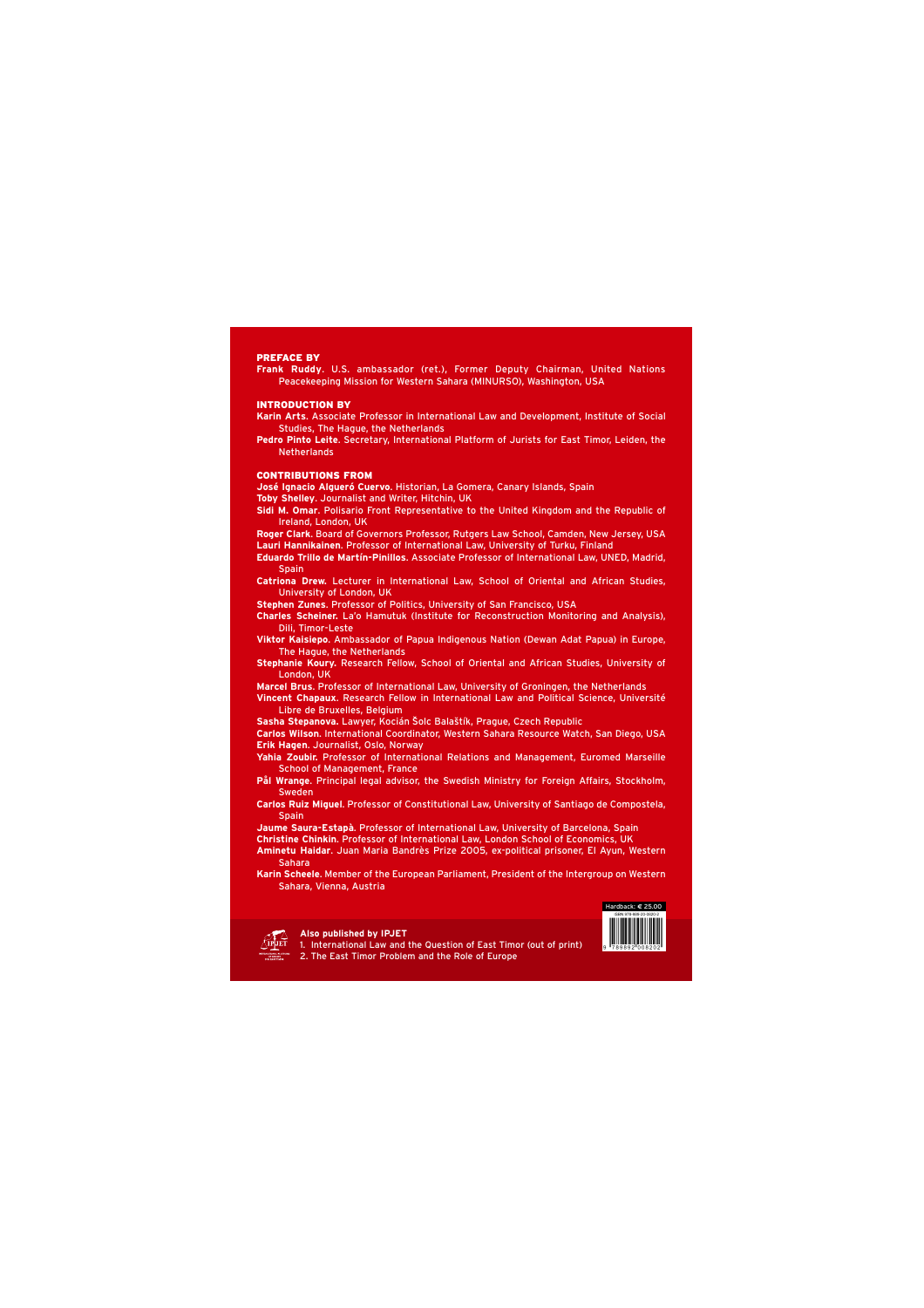**PREFACE BY**

**Frank Ruddy.** U.S. ambassador (ret.), Former Deputy Chairman, United Nations Peacekeeping Mission for Western Sahara (MINURSO), Washington, USA

**INTRODUCTION BY**

**Karin Arts.** Associate Professor in International Law and Development, Institute of Social Studies, The Hague, the Netherlands

**Pedro Pinto Leite.** Secretary, International Platform of Jurists for East Timor, Leiden, the Netherlands

**CONTRIBUTIONS FROM**

**José Ignacio Algueró Cuervo.** Historian, La Gomera, Canary Islands, Spain

**Toby Shelley.** Journalist and Writer, Hitchin, UK

**Sidi M. Omar.** Polisario Front Representative to the United Kingdom and the Republic of Ireland, London, UK

**Roger Clark.** Board of Governors Professor, Rutgers Law School, Camden, New Jersey, USA

**Lauri Hannikainen.** Professor of International Law, University of Turku, Finland

**Eduardo Trillo de Martín-Pinillos.** Associate Professor of International Law, UNED, Madrid, Spain

**Catriona Drew.** Lecturer in International Law, School of Oriental and African Studies, University of London, UK

**Stephen Zunes.** Professor of Politics, University of San Francisco, USA

**Charles Scheiner.** La'o Hamutuk (Institute for Reconstruction Monitoring and Analysis), Dili, Timor-Leste

**Viktor Kaisiepo.** Ambassador of Papua Indigenous Nation (Dewan Adat Papua) in Europe, The Hague, the Netherlands

**Stephanie Koury.** Research Fellow, School of Oriental and African Studies, University of London, UK

**Marcel Brus.** Professor of International Law, University of Groningen, the Netherlands

**Vincent Chapaux.** Research Fellow in International Law and Political Science, Université Libre de Bruxelles, Belgium

**Sasha Stepanova.** Lawyer, Kocián Šolc Balaštík, Prague, Czech Republic

**Carlos Wilson.** International Coordinator, Western Sahara Resource Watch, San Diego, USA

**Erik Hagen.** Journalist, Oslo, Norway

**Yahia Zoubir.** Professor of International Relations and Management, Euromed Marseille School of Management, France

**Pål Wrange.** Principal legal advisor, the Swedish Ministry for Foreign Affairs, Stockholm, Sweden

**Carlos Ruiz Miguel.** Professor of Constitutional Law, University of Santiago de Compostela, Spain

**Jaume Saura-Estapà.** Professor of International Law, University of Barcelona, Spain

**Christine Chinkin.** Professor of International Law, London School of Economics, UK

**Aminetu Haidar.** Juan Maria Bandrès Prize 2005, ex-political prisoner, El Ayun, Western Sahara

**Karin Scheele.** Member of the European Parliament, President of the Intergroup on Western Sahara, Vienna, Austria

Hardback: € 25.00

**Also published by IPJET**

1. International Law and the Question of East Timor (out of print)
2. The East Timor Problem and the Role of Europe